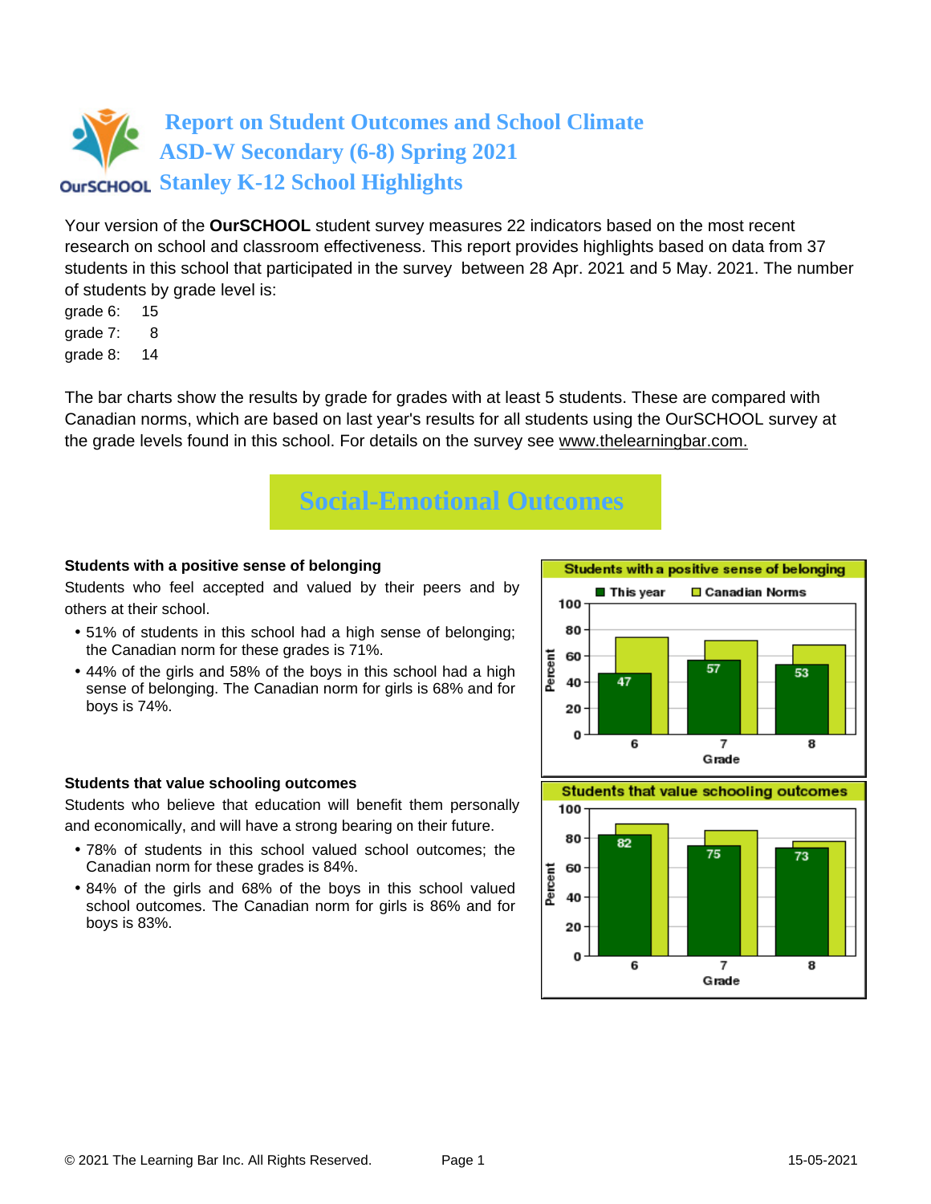# Report on Student Outcomes and School Climate
# ASD-W Secondary (6-8) Spring 2021
# Stanley K-12 School Highlights

Your version of the **OurSCHOOL** student survey measures 22 indicators based on the most recent research on school and classroom effectiveness. This report provides highlights based on data from 37 students in this school that participated in the survey between 28 Apr. 2021 and 5 May. 2021. The number of students by grade level is:

grade 6: 15
grade 7: 8
grade 8: 14

The bar charts show the results by grade for grades with at least 5 students. These are compared with Canadian norms, which are based on last year's results for all students using the OurSCHOOL survey at the grade levels found in this school. For details on the survey see www.thelearningbar.com.

## Social-Emotional Outcomes

### Students with a positive sense of belonging

Students who feel accepted and valued by their peers and by others at their school.

- 51% of students in this school had a high sense of belonging; the Canadian norm for these grades is 71%.
- 44% of the girls and 58% of the boys in this school had a high sense of belonging. The Canadian norm for girls is 68% and for boys is 74%.

**Students with a positive sense of belonging**

| Grade | This year | Canadian Norms |
|---|---|---|
| 6 | 47 | |
| 7 | 57 | |
| 8 | 53 | |

### Students that value schooling outcomes

Students who believe that education will benefit them personally and economically, and will have a strong bearing on their future.

- 78% of students in this school valued school outcomes; the Canadian norm for these grades is 84%.
- 84% of the girls and 68% of the boys in this school valued school outcomes. The Canadian norm for girls is 86% and for boys is 83%.

**Students that value schooling outcomes**

| Grade | This year | Canadian Norms |
|---|---|---|
| 6 | 82 | |
| 7 | 75 | |
| 8 | 73 | |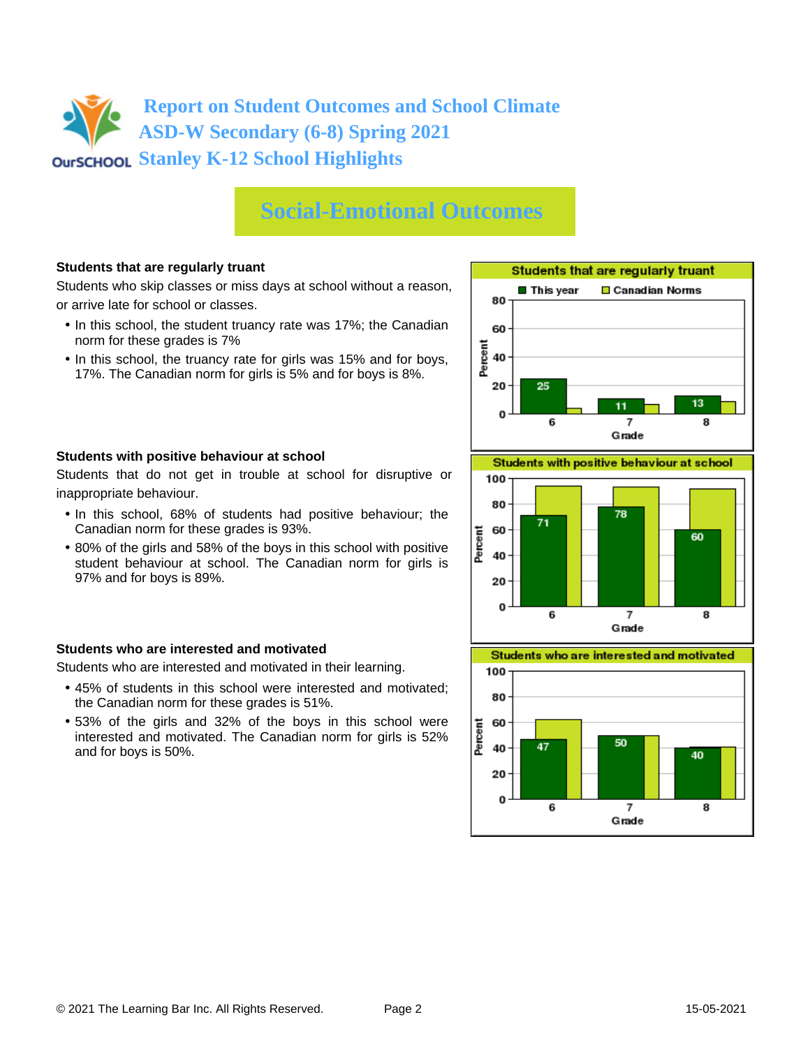# Report on Student Outcomes and School Climate
# ASD-W Secondary (6-8) Spring 2021
# Stanley K-12 School Highlights

## Social-Emotional Outcomes

### Students that are regularly truant

Students who skip classes or miss days at school without a reason, or arrive late for school or classes.

- In this school, the student truancy rate was 17%; the Canadian norm for these grades is 7%
- In this school, the truancy rate for girls was 15% and for boys, 17%. The Canadian norm for girls is 5% and for boys is 8%.

**Students that are regularly truant**

| Grade | This year | Canadian Norms |
|---|---|---|
| 6 | 25 | |
| 7 | 11 | |
| 8 | 13 | |

### Students with positive behaviour at school

Students that do not get in trouble at school for disruptive or inappropriate behaviour.

- In this school, 68% of students had positive behaviour; the Canadian norm for these grades is 93%.
- 80% of the girls and 58% of the boys in this school with positive student behaviour at school. The Canadian norm for girls is 97% and for boys is 89%.

**Students with positive behaviour at school**

| Grade | This year | Canadian Norms |
|---|---|---|
| 6 | 71 | |
| 7 | 78 | |
| 8 | 60 | |

### Students who are interested and motivated

Students who are interested and motivated in their learning.

- 45% of students in this school were interested and motivated; the Canadian norm for these grades is 51%.
- 53% of the girls and 32% of the boys in this school were interested and motivated. The Canadian norm for girls is 52% and for boys is 50%.

**Students who are interested and motivated**

| Grade | This year | Canadian Norms |
|---|---|---|
| 6 | 47 | |
| 7 | 50 | |
| 8 | 40 | |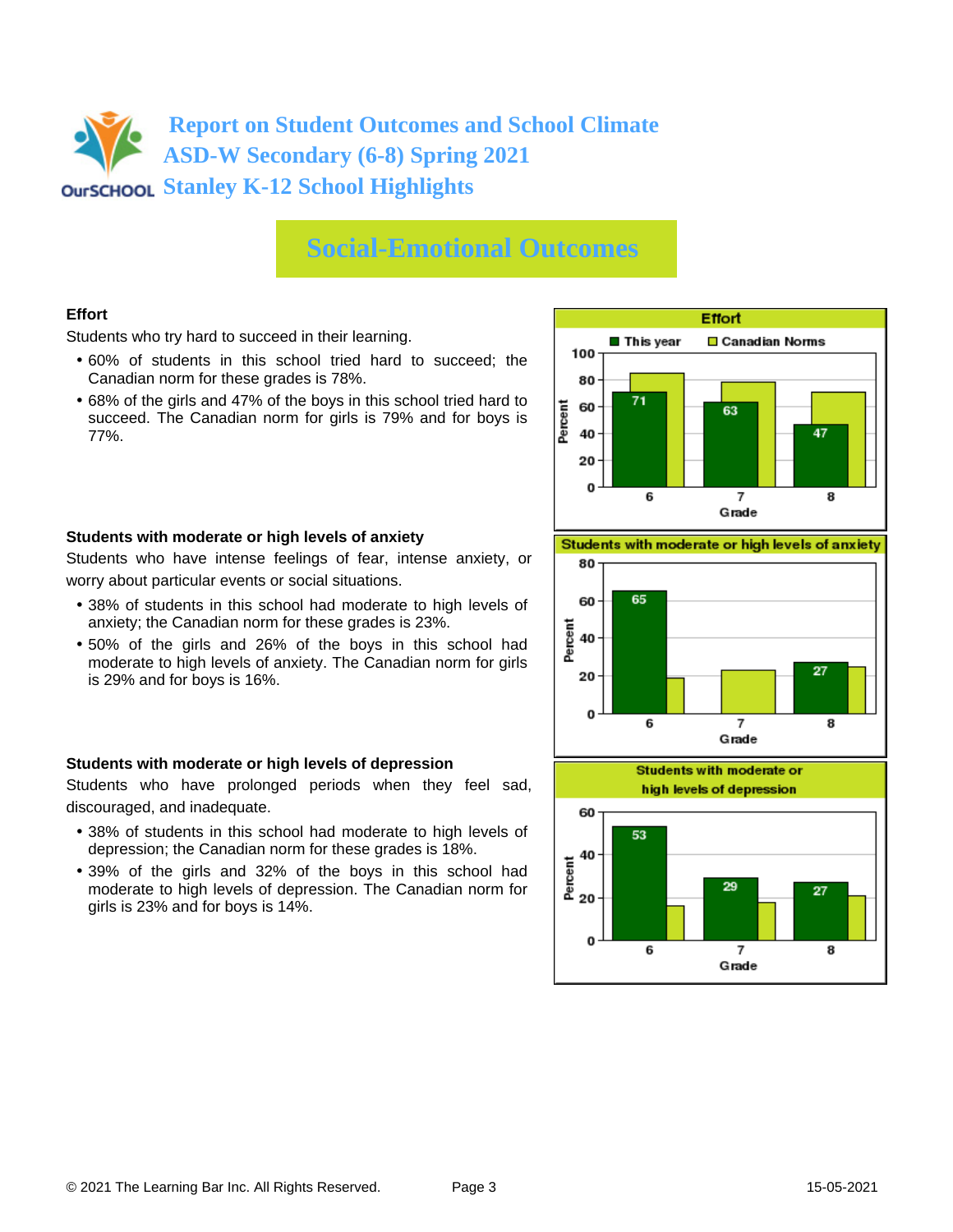# Report on Student Outcomes and School Climate
# ASD-W Secondary (6-8) Spring 2021
# Stanley K-12 School Highlights

## Social-Emotional Outcomes

### Effort

Students who try hard to succeed in their learning.

- 60% of students in this school tried hard to succeed; the Canadian norm for these grades is 78%.
- 68% of the girls and 47% of the boys in this school tried hard to succeed. The Canadian norm for girls is 79% and for boys is 77%.

**Effort** (Percent by Grade)

| Grade | This year | Canadian Norms |
|---|---|---|
| 6 | 71 | |
| 7 | 63 | |
| 8 | 47 | |

### Students with moderate or high levels of anxiety

Students who have intense feelings of fear, intense anxiety, or worry about particular events or social situations.

- 38% of students in this school had moderate to high levels of anxiety; the Canadian norm for these grades is 23%.
- 50% of the girls and 26% of the boys in this school had moderate to high levels of anxiety. The Canadian norm for girls is 29% and for boys is 16%.

**Students with moderate or high levels of anxiety** (Percent by Grade)

| Grade | This year | Canadian Norms |
|---|---|---|
| 6 | 65 | |
| 7 | | |
| 8 | 27 | |

### Students with moderate or high levels of depression

Students who have prolonged periods when they feel sad, discouraged, and inadequate.

- 38% of students in this school had moderate to high levels of depression; the Canadian norm for these grades is 18%.
- 39% of the girls and 32% of the boys in this school had moderate to high levels of depression. The Canadian norm for girls is 23% and for boys is 14%.

**Students with moderate or high levels of depression** (Percent by Grade)

| Grade | This year | Canadian Norms |
|---|---|---|
| 6 | 53 | |
| 7 | 29 | |
| 8 | 27 | |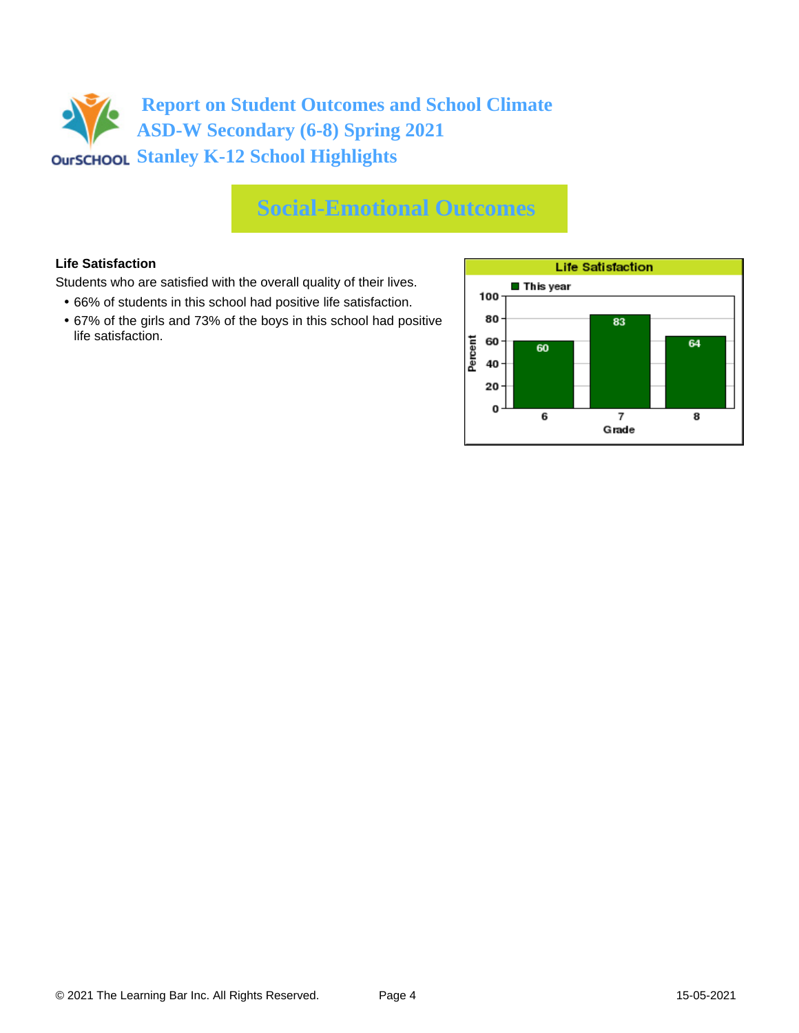# Report on Student Outcomes and School Climate
## ASD-W Secondary (6-8) Spring 2021
## Stanley K-12 School Highlights

# Social-Emotional Outcomes

**Life Satisfaction**

Students who are satisfied with the overall quality of their lives.

- 66% of students in this school had positive life satisfaction.
- 67% of the girls and 73% of the boys in this school had positive life satisfaction.

**Life Satisfaction**

| Grade | This year (Percent) |
|---|---|
| 6 | 60 |
| 7 | 83 |
| 8 | 64 |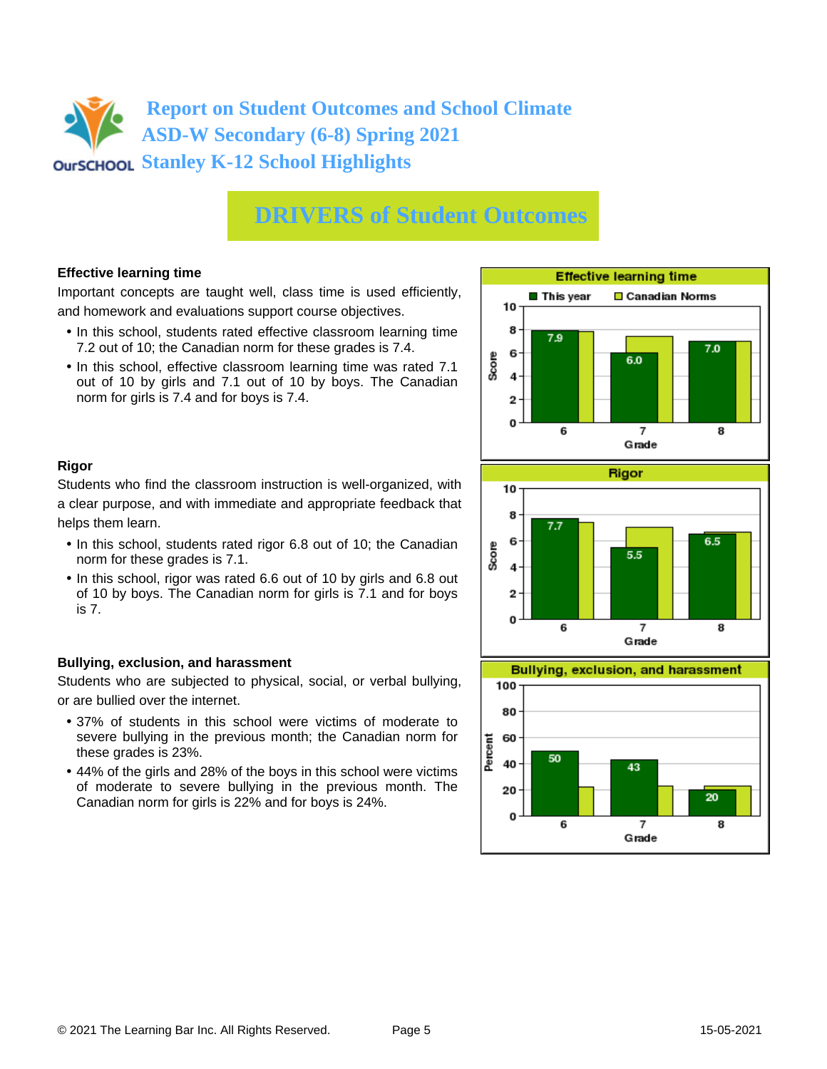# Report on Student Outcomes and School Climate
## ASD-W Secondary (6-8) Spring 2021
## Stanley K-12 School Highlights

# DRIVERS of Student Outcomes

### Effective learning time

Important concepts are taught well, class time is used efficiently, and homework and evaluations support course objectives.

- In this school, students rated effective classroom learning time 7.2 out of 10; the Canadian norm for these grades is 7.4.
- In this school, effective classroom learning time was rated 7.1 out of 10 by girls and 7.1 out of 10 by boys. The Canadian norm for girls is 7.4 and for boys is 7.4.

**Effective learning time** (Score)

| Grade | This year | Canadian Norms |
|---|---|---|
| 6 | 7.9 | |
| 7 | 6.0 | |
| 8 | 7.0 | |

### Rigor

Students who find the classroom instruction is well-organized, with a clear purpose, and with immediate and appropriate feedback that helps them learn.

- In this school, students rated rigor 6.8 out of 10; the Canadian norm for these grades is 7.1.
- In this school, rigor was rated 6.6 out of 10 by girls and 6.8 out of 10 by boys. The Canadian norm for girls is 7.1 and for boys is 7.

**Rigor** (Score)

| Grade | This year | Canadian Norms |
|---|---|---|
| 6 | 7.7 | |
| 7 | 5.5 | |
| 8 | 6.5 | |

### Bullying, exclusion, and harassment

Students who are subjected to physical, social, or verbal bullying, or are bullied over the internet.

- 37% of students in this school were victims of moderate to severe bullying in the previous month; the Canadian norm for these grades is 23%.
- 44% of the girls and 28% of the boys in this school were victims of moderate to severe bullying in the previous month. The Canadian norm for girls is 22% and for boys is 24%.

**Bullying, exclusion, and harassment** (Percent)

| Grade | This year | Canadian Norms |
|---|---|---|
| 6 | 50 | |
| 7 | 43 | |
| 8 | 20 | |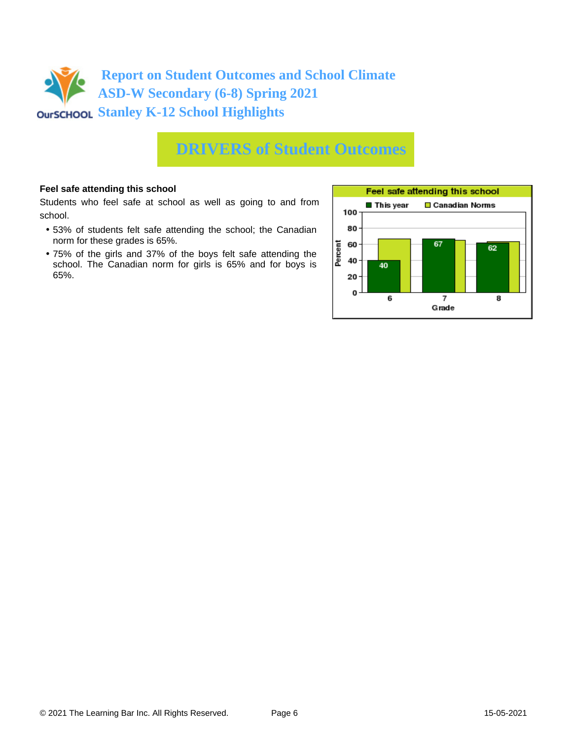# Report on Student Outcomes and School Climate
# ASD-W Secondary (6-8) Spring 2021
# Stanley K-12 School Highlights

## DRIVERS of Student Outcomes

**Feel safe attending this school**

Students who feel safe at school as well as going to and from school.

- 53% of students felt safe attending the school; the Canadian norm for these grades is 65%.
- 75% of the girls and 37% of the boys felt safe attending the school. The Canadian norm for girls is 65% and for boys is 65%.

**Feel safe attending this school**

| Grade | This year | Canadian Norms |
|---|---|---|
| 6 | 40 | |
| 7 | 67 | |
| 8 | 62 | |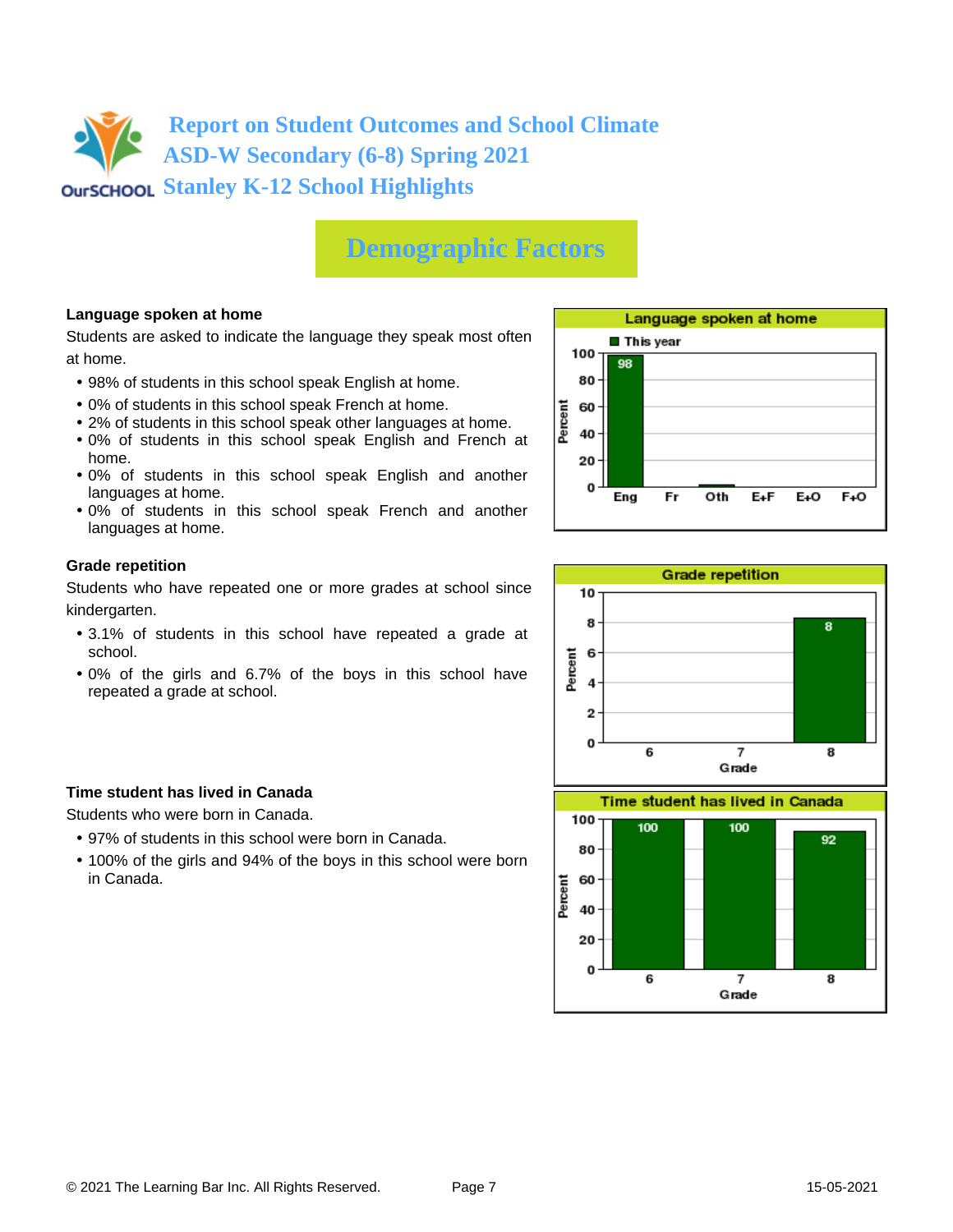# Report on Student Outcomes and School Climate
## ASD-W Secondary (6-8) Spring 2021
## Stanley K-12 School Highlights

# Demographic Factors

### Language spoken at home

Students are asked to indicate the language they speak most often at home.

- 98% of students in this school speak English at home.
- 0% of students in this school speak French at home.
- 2% of students in this school speak other languages at home.
- 0% of students in this school speak English and French at home.
- 0% of students in this school speak English and another languages at home.
- 0% of students in this school speak French and another languages at home.

**Language spoken at home**

| | Eng | Fr | Oth | E+F | E+O | F+O |
|---|---|---|---|---|---|---|
| This year (Percent) | 98 | | | | | |

### Grade repetition

Students who have repeated one or more grades at school since kindergarten.

- 3.1% of students in this school have repeated a grade at school.
- 0% of the girls and 6.7% of the boys in this school have repeated a grade at school.

**Grade repetition**

| Grade | 6 | 7 | 8 |
|---|---|---|---|
| Percent | | | 8 |

### Time student has lived in Canada

Students who were born in Canada.

- 97% of students in this school were born in Canada.
- 100% of the girls and 94% of the boys in this school were born in Canada.

**Time student has lived in Canada**

| Grade | 6 | 7 | 8 |
|---|---|---|---|
| Percent | 100 | 100 | 92 |

© 2021 The Learning Bar Inc. All Rights Reserved. 15-05-2021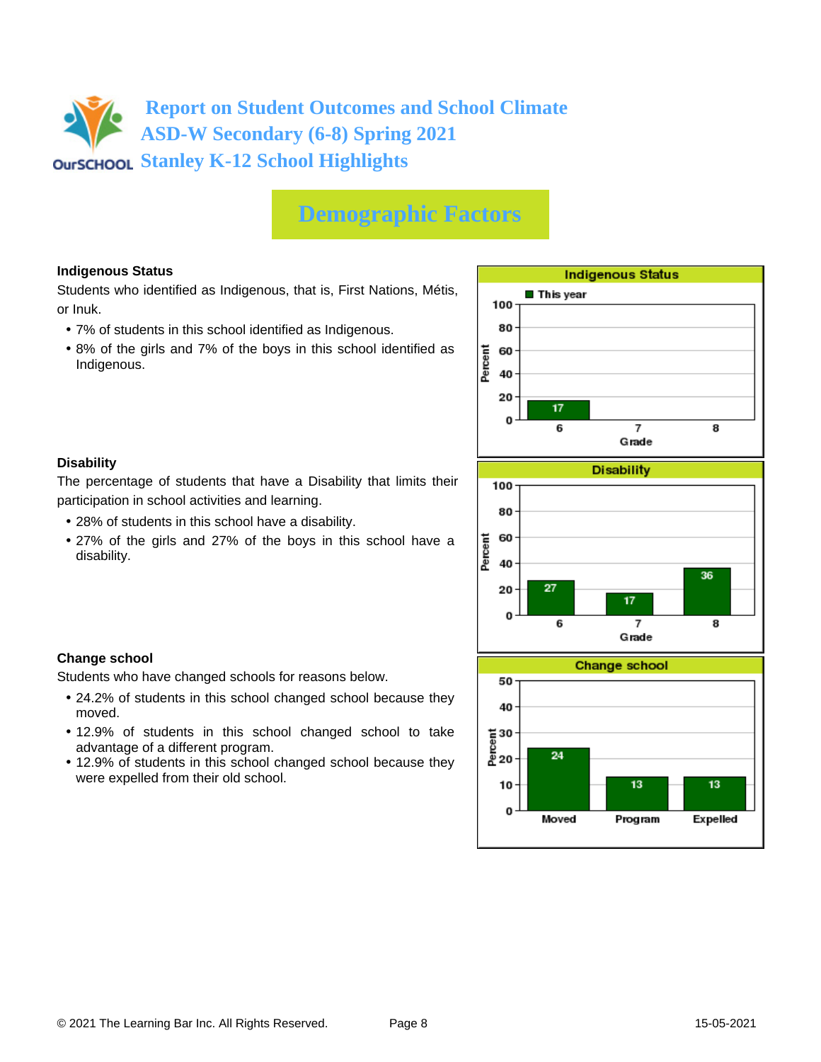# Report on Student Outcomes and School Climate
# ASD-W Secondary (6-8) Spring 2021
# Stanley K-12 School Highlights

## Demographic Factors

### Indigenous Status

Students who identified as Indigenous, that is, First Nations, Métis, or Inuk.

- 7% of students in this school identified as Indigenous.
- 8% of the girls and 7% of the boys in this school identified as Indigenous.

**Indigenous Status** (Percent, This year)

| Grade | Percent |
|---|---|
| 6 | 17 |
| 7 | |
| 8 | |

### Disability

The percentage of students that have a Disability that limits their participation in school activities and learning.

- 28% of students in this school have a disability.
- 27% of the girls and 27% of the boys in this school have a disability.

**Disability** (Percent)

| Grade | Percent |
|---|---|
| 6 | 27 |
| 7 | 17 |
| 8 | 36 |

### Change school

Students who have changed schools for reasons below.

- 24.2% of students in this school changed school because they moved.
- 12.9% of students in this school changed school to take advantage of a different program.
- 12.9% of students in this school changed school because they were expelled from their old school.

**Change school** (Percent)

| Reason | Percent |
|---|---|
| Moved | 24 |
| Program | 13 |
| Expelled | 13 |

© 2021 The Learning Bar Inc. All Rights Reserved. 15-05-2021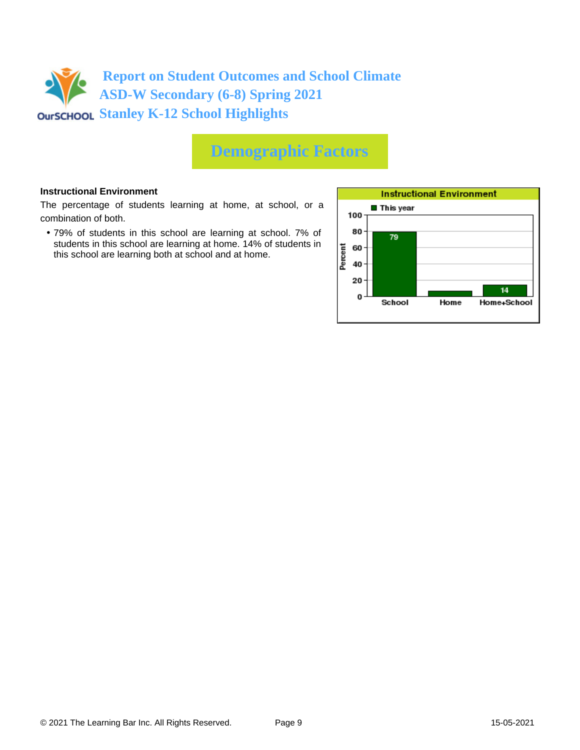# Report on Student Outcomes and School Climate
## ASD-W Secondary (6-8) Spring 2021
## Stanley K-12 School Highlights

## Demographic Factors

**Instructional Environment**

The percentage of students learning at home, at school, or a combination of both.

- 79% of students in this school are learning at school. 7% of students in this school are learning at home. 14% of students in this school are learning both at school and at home.

**Instructional Environment**

| | School | Home | Home+School |
|---|---|---|---|
| This year (Percent) | 79 | | 14 |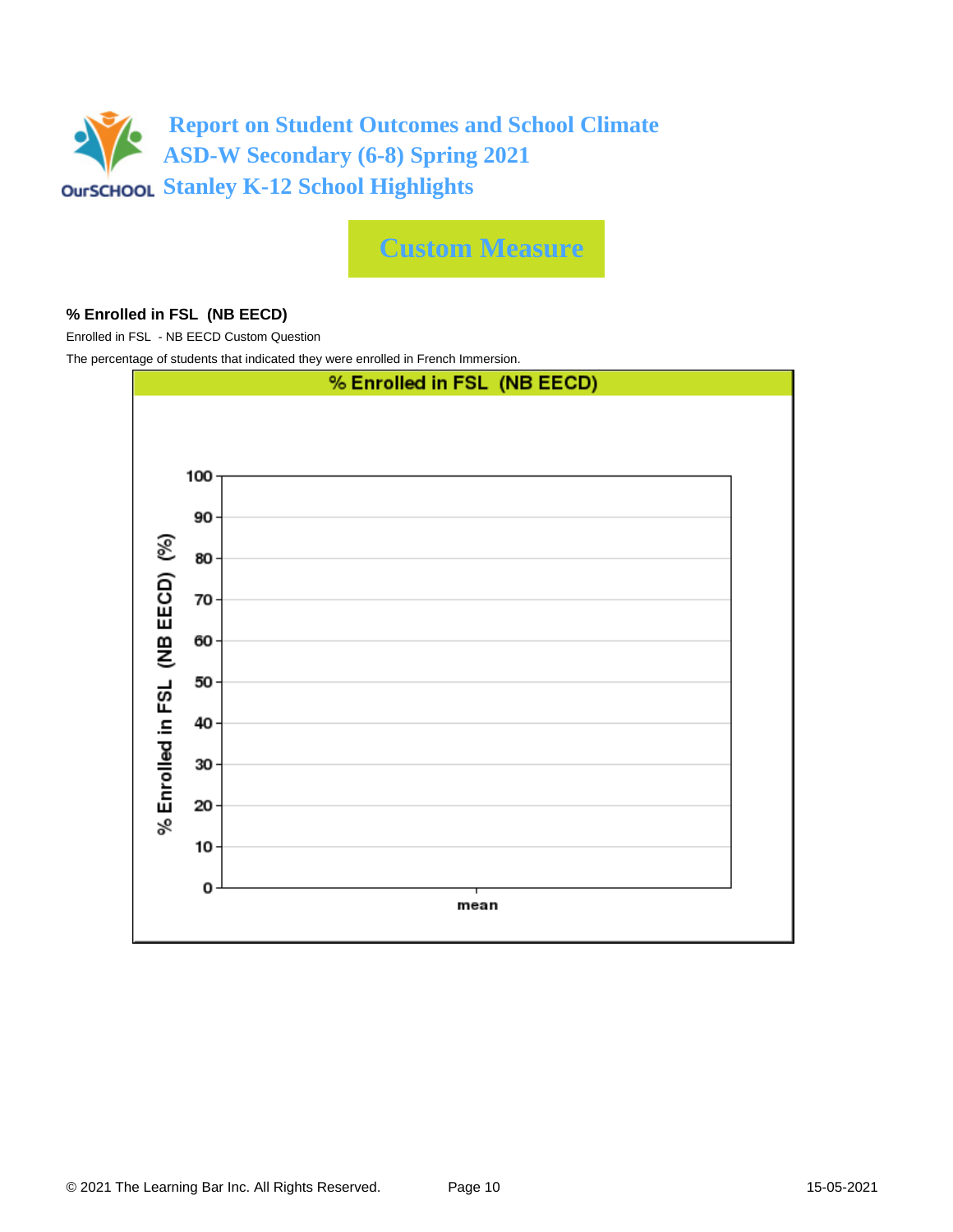# Report on Student Outcomes and School Climate
## ASD-W Secondary (6-8) Spring 2021
## Stanley K-12 School Highlights

## Custom Measure

**% Enrolled in FSL (NB EECD)**

Enrolled in FSL - NB EECD Custom Question

The percentage of students that indicated they were enrolled in French Immersion.

% Enrolled in FSL (NB EECD)

% Enrolled in FSL (NB EECD) (%)

100
90
80
70
60
50
40
30
20
10
0

mean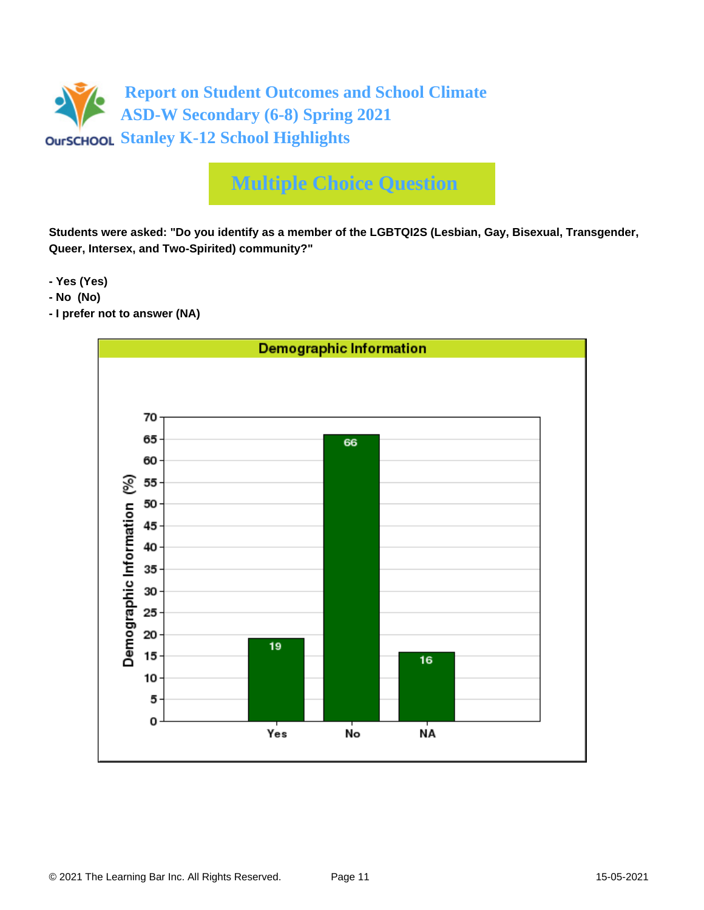# Report on Student Outcomes and School Climate
## ASD-W Secondary (6-8) Spring 2021
## Stanley K-12 School Highlights

## Multiple Choice Question

**Students were asked: "Do you identify as a member of the LGBTQI2S (Lesbian, Gay, Bisexual, Transgender, Queer, Intersex, and Two-Spirited) community?"**

- **Yes (Yes)**
- **No (No)**
- **I prefer not to answer (NA)**

**Demographic Information**

| Response | Demographic Information (%) |
|---|---|
| Yes | 19 |
| No | 66 |
| NA | 16 |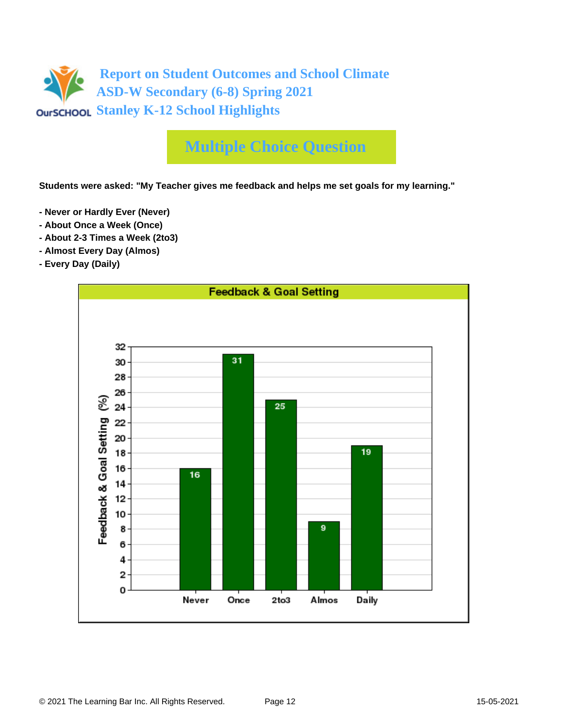# Report on Student Outcomes and School Climate
# ASD-W Secondary (6-8) Spring 2021
# Stanley K-12 School Highlights

## Multiple Choice Question

**Students were asked: "My Teacher gives me feedback and helps me set goals for my learning."**

**- Never or Hardly Ever (Never)**
**- About Once a Week (Once)**
**- About 2-3 Times a Week (2to3)**
**- Almost Every Day (Almos)**
**- Every Day (Daily)**

**Feedback & Goal Setting**

| | Feedback & Goal Setting (%) |
| --- | --- |
| Never | 16 |
| Once | 31 |
| 2to3 | 25 |
| Almos | 9 |
| Daily | 19 |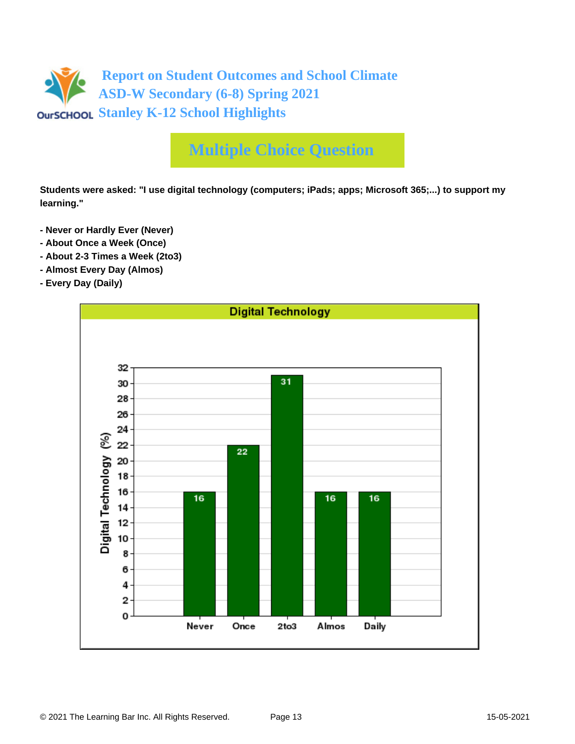# Report on Student Outcomes and School Climate

## ASD-W Secondary (6-8) Spring 2021

## Stanley K-12 School Highlights

OurSCHOOL

## Multiple Choice Question

**Students were asked: "I use digital technology (computers; iPads; apps; Microsoft 365;...) to support my learning."**

- **- Never or Hardly Ever (Never)**
- **- About Once a Week (Once)**
- **- About 2-3 Times a Week (2to3)**
- **- Almost Every Day (Almos)**
- **- Every Day (Daily)**

Digital Technology

Digital Technology (%)

0
2
4
6
8
10
12
14
16
18
20
22
24
26
28
30
32

16
22
31
16
16

Never
Once
2to3
Almos
Daily

© 2021 The Learning Bar Inc. All Rights Reserved.

15-05-2021